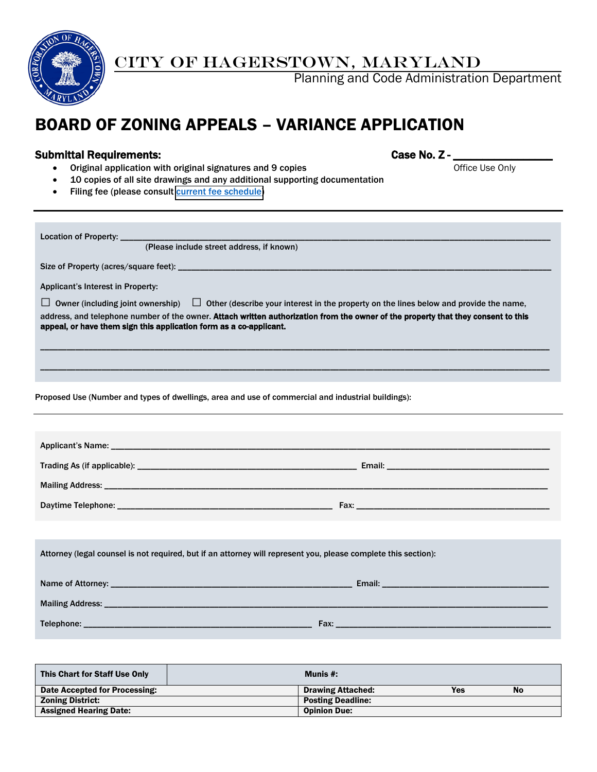# CITY OF HAGERSTOWN, MARYLAND

Planning and Code Administration Department

# BOARD OF ZONING APPEALS – VARIANCE APPLICATION

**Submittal Requirements:**

- Original application with original signatures and 9 copies
- 10 copies of all site drawings and any additional supporting documentation
- Filing fee (please consult current fee schedule)

**Case No. Z -** _______________
Office Use Only

---

Location of Property: ______________________________________________________________
(Please include street address, if known)

Size of Property (acres/square feet): ______________________________________________________

Applicant's Interest in Property:

☐ Owner (including joint ownership) ☐ Other (describe your interest in the property on the lines below and provide the name, address, and telephone number of the owner. **Attach written authorization from the owner of the property that they consent to this appeal, or have them sign this application form as a co-applicant.**

______________________________________________________________________________

______________________________________________________________________________

Proposed Use (Number and types of dwellings, area and use of commercial and industrial buildings):

______________________________________________________________________________

Applicant's Name: ______________________________________________________________

Trading As (if applicable): ______________________________ Email: ______________________

Mailing Address: ______________________________________________________________

Daytime Telephone: ______________________________ Fax: ______________________________

Attorney (legal counsel is not required, but if an attorney will represent you, please complete this section):

Name of Attorney: ______________________________ Email: ______________________________

Mailing Address: ______________________________________________________________

Telephone: ______________________________ Fax: ______________________________

| **This Chart for Staff Use Only** | | **Munis #:** | | |
|---|---|---|---|---|
| **Date Accepted for Processing:** | | **Drawing Attached:** | **Yes** | **No** |
| **Zoning District:** | | **Posting Deadline:** | | |
| **Assigned Hearing Date:** | | **Opinion Due:** | | |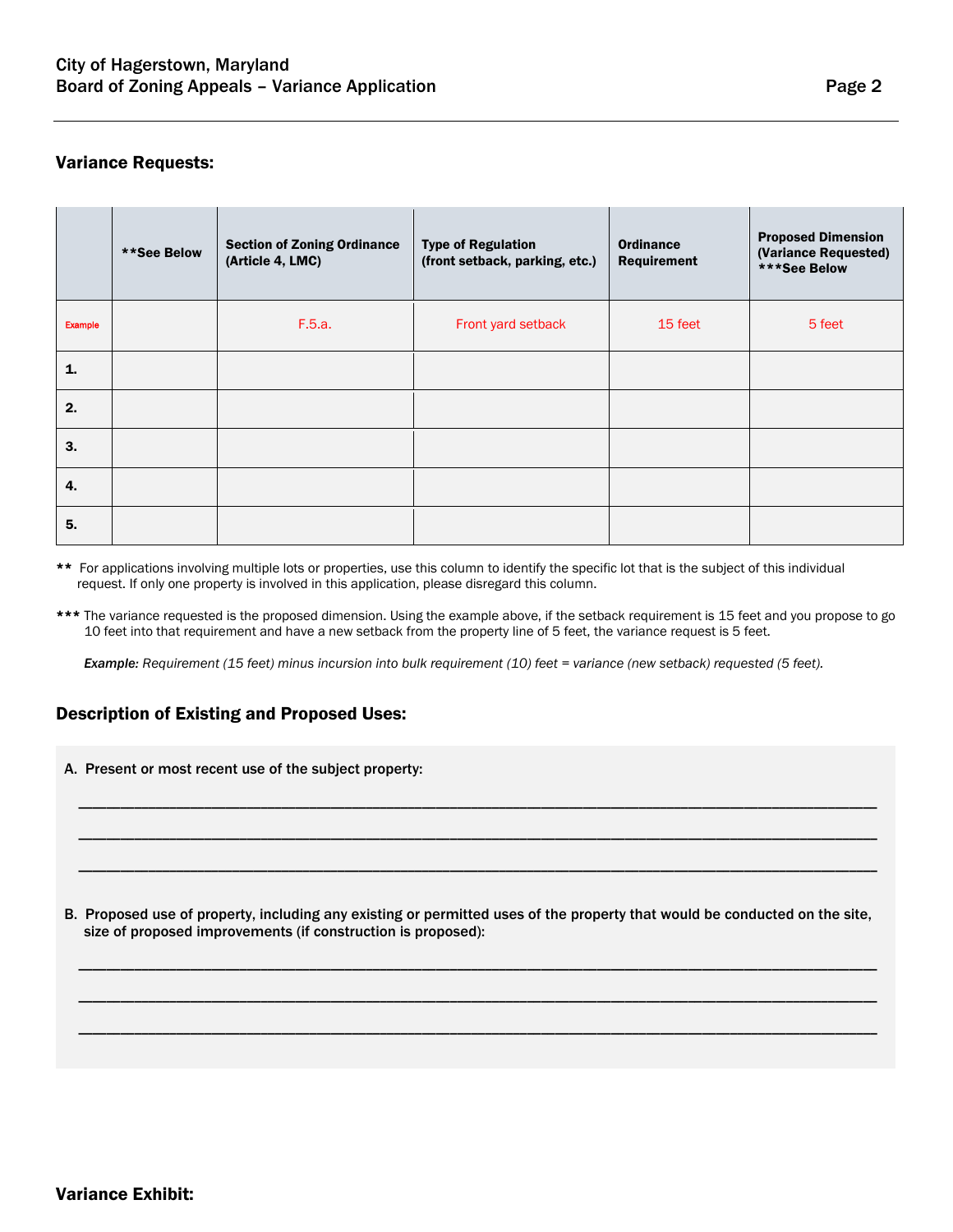## Variance Requests:

| | **See Below | Section of Zoning Ordinance (Article 4, LMC) | Type of Regulation (front setback, parking, etc.) | Ordinance Requirement | Proposed Dimension (Variance Requested) ***See Below |
|---|---|---|---|---|---|
| Example | | F.5.a. | Front yard setback | 15 feet | 5 feet |
| 1. | | | | | |
| 2. | | | | | |
| 3. | | | | | |
| 4. | | | | | |
| 5. | | | | | |

** For applications involving multiple lots or properties, use this column to identify the specific lot that is the subject of this individual request. If only one property is involved in this application, please disregard this column.

*** The variance requested is the proposed dimension. Using the example above, if the setback requirement is 15 feet and you propose to go 10 feet into that requirement and have a new setback from the property line of 5 feet, the variance request is 5 feet.

***Example:*** *Requirement (15 feet) minus incursion into bulk requirement (10) feet = variance (new setback) requested (5 feet).*

## Description of Existing and Proposed Uses:

**A. Present or most recent use of the subject property:**

______________________________________________________________________________

______________________________________________________________________________

______________________________________________________________________________

**B. Proposed use of property, including any existing or permitted uses of the property that would be conducted on the site, size of proposed improvements (if construction is proposed):**

______________________________________________________________________________

______________________________________________________________________________

______________________________________________________________________________

## Variance Exhibit: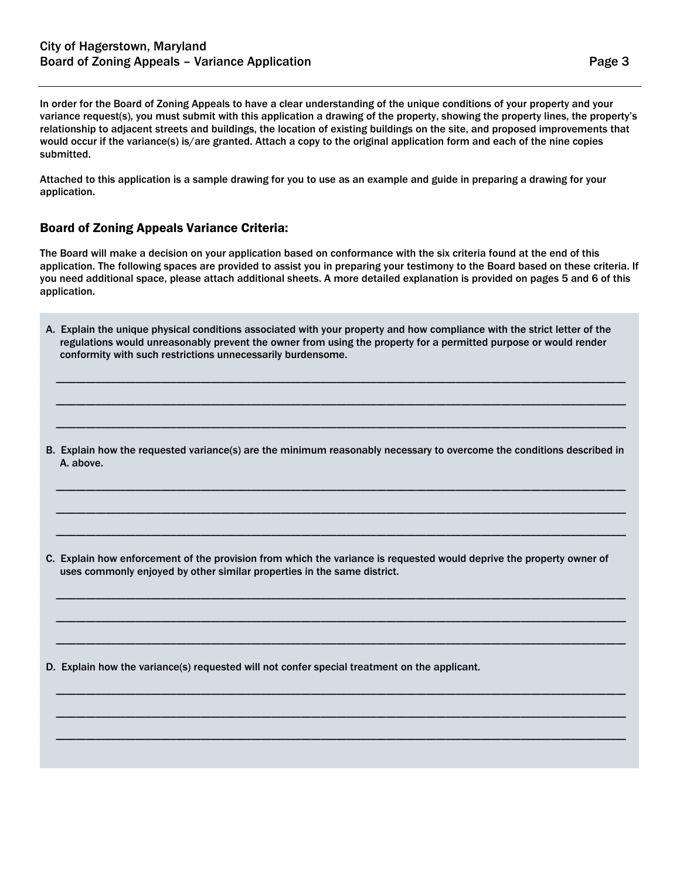In order for the Board of Zoning Appeals to have a clear understanding of the unique conditions of your property and your variance request(s), you must submit with this application a drawing of the property, showing the property lines, the property's relationship to adjacent streets and buildings, the location of existing buildings on the site, and proposed improvements that would occur if the variance(s) is/are granted. Attach a copy to the original application form and each of the nine copies submitted.

Attached to this application is a sample drawing for you to use as an example and guide in preparing a drawing for your application.

## Board of Zoning Appeals Variance Criteria:

The Board will make a decision on your application based on conformance with the six criteria found at the end of this application. The following spaces are provided to assist you in preparing your testimony to the Board based on these criteria. If you need additional space, please attach additional sheets. A more detailed explanation is provided on pages 5 and 6 of this application.

**A. Explain the unique physical conditions associated with your property and how compliance with the strict letter of the regulations would unreasonably prevent the owner from using the property for a permitted purpose or would render conformity with such restrictions unnecessarily burdensome.**

______________________________________________________________________________

______________________________________________________________________________

______________________________________________________________________________

**B. Explain how the requested variance(s) are the minimum reasonably necessary to overcome the conditions described in A. above.**

______________________________________________________________________________

______________________________________________________________________________

______________________________________________________________________________

**C. Explain how enforcement of the provision from which the variance is requested would deprive the property owner of uses commonly enjoyed by other similar properties in the same district.**

______________________________________________________________________________

______________________________________________________________________________

______________________________________________________________________________

**D. Explain how the variance(s) requested will not confer special treatment on the applicant.**

______________________________________________________________________________

______________________________________________________________________________

______________________________________________________________________________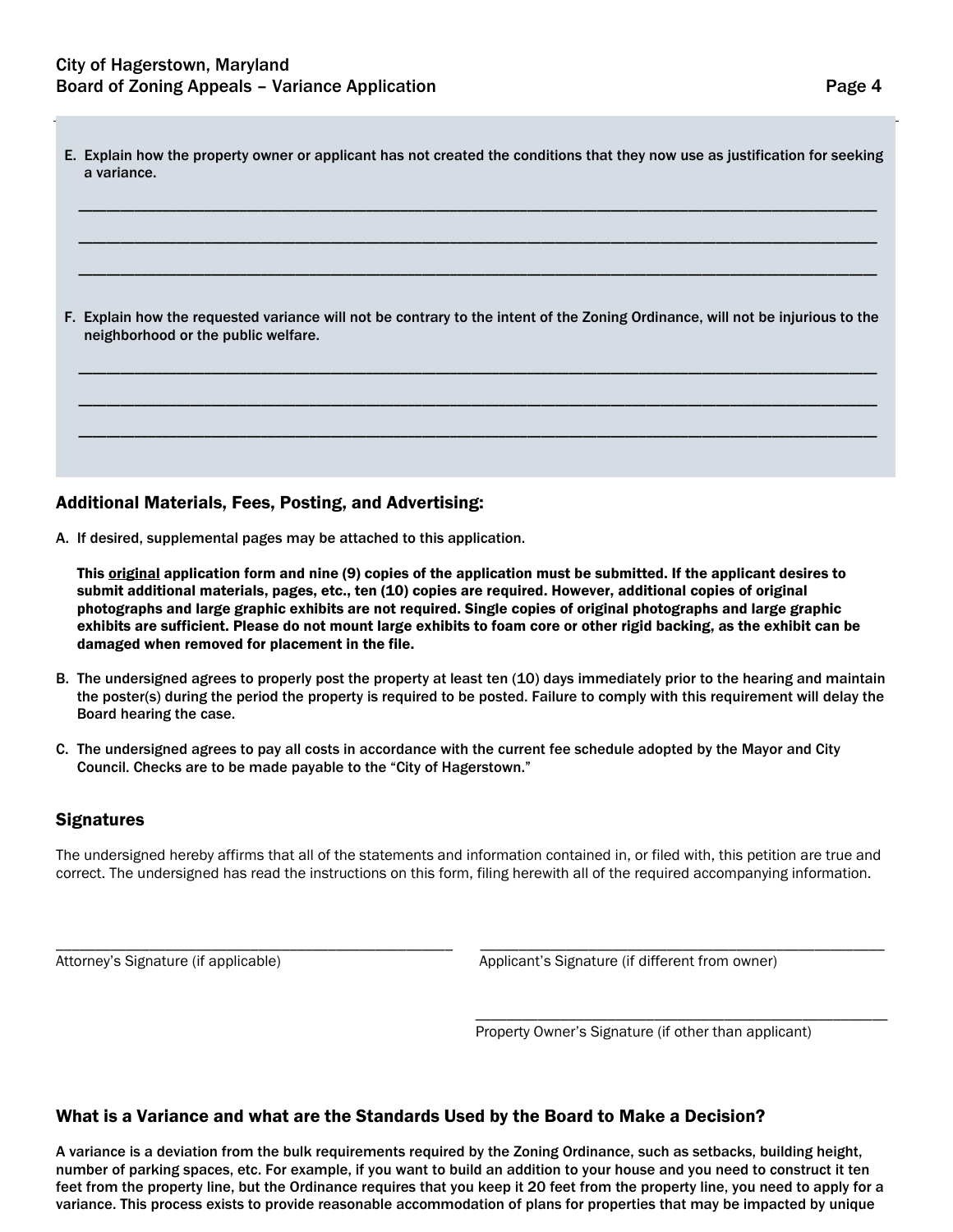E. Explain how the property owner or applicant has not created the conditions that they now use as justification for seeking a variance.

_______________________________________________________________________________

_______________________________________________________________________________

_______________________________________________________________________________

F. Explain how the requested variance will not be contrary to the intent of the Zoning Ordinance, will not be injurious to the neighborhood or the public welfare.

_______________________________________________________________________________

_______________________________________________________________________________

_______________________________________________________________________________

## Additional Materials, Fees, Posting, and Advertising:

A. If desired, supplemental pages may be attached to this application.

   **This original application form and nine (9) copies of the application must be submitted. If the applicant desires to submit additional materials, pages, etc., ten (10) copies are required. However, additional copies of original photographs and large graphic exhibits are not required. Single copies of original photographs and large graphic exhibits are sufficient. Please do not mount large exhibits to foam core or other rigid backing, as the exhibit can be damaged when removed for placement in the file.**

B. The undersigned agrees to properly post the property at least ten (10) days immediately prior to the hearing and maintain the poster(s) during the period the property is required to be posted. Failure to comply with this requirement will delay the Board hearing the case.

C. The undersigned agrees to pay all costs in accordance with the current fee schedule adopted by the Mayor and City Council. Checks are to be made payable to the "City of Hagerstown."

## Signatures

The undersigned hereby affirms that all of the statements and information contained in, or filed with, this petition are true and correct. The undersigned has read the instructions on this form, filing herewith all of the required accompanying information.

_________________________________________
Attorney's Signature (if applicable)

_________________________________________
Applicant's Signature (if different from owner)

_________________________________________
Property Owner's Signature (if other than applicant)

## What is a Variance and what are the Standards Used by the Board to Make a Decision?

**A variance is a deviation from the bulk requirements required by the Zoning Ordinance, such as setbacks, building height, number of parking spaces, etc. For example, if you want to build an addition to your house and you need to construct it ten feet from the property line, but the Ordinance requires that you keep it 20 feet from the property line, you need to apply for a variance. This process exists to provide reasonable accommodation of plans for properties that may be impacted by unique**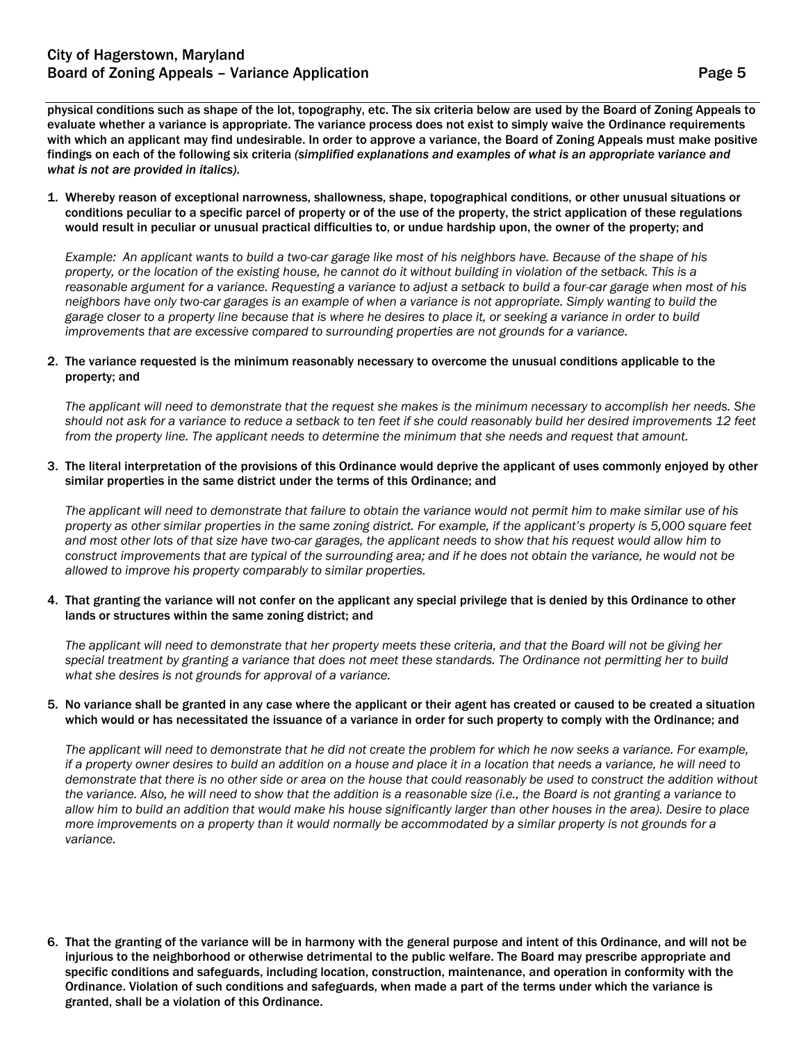**physical conditions such as shape of the lot, topography, etc. The six criteria below are used by the Board of Zoning Appeals to evaluate whether a variance is appropriate. The variance process does not exist to simply waive the Ordinance requirements with which an applicant may find undesirable. In order to approve a variance, the Board of Zoning Appeals must make positive findings on each of the following six criteria** ***(simplified explanations and examples of what is an appropriate variance and what is not are provided in italics).***

1. **Whereby reason of exceptional narrowness, shallowness, shape, topographical conditions, or other unusual situations or conditions peculiar to a specific parcel of property or of the use of the property, the strict application of these regulations would result in peculiar or unusual practical difficulties to, or undue hardship upon, the owner of the property; and**

   *Example: An applicant wants to build a two-car garage like most of his neighbors have. Because of the shape of his property, or the location of the existing house, he cannot do it without building in violation of the setback. This is a reasonable argument for a variance. Requesting a variance to adjust a setback to build a four-car garage when most of his neighbors have only two-car garages is an example of when a variance is not appropriate. Simply wanting to build the garage closer to a property line because that is where he desires to place it, or seeking a variance in order to build improvements that are excessive compared to surrounding properties are not grounds for a variance.*

2. **The variance requested is the minimum reasonably necessary to overcome the unusual conditions applicable to the property; and**

   *The applicant will need to demonstrate that the request she makes is the minimum necessary to accomplish her needs. She should not ask for a variance to reduce a setback to ten feet if she could reasonably build her desired improvements 12 feet from the property line. The applicant needs to determine the minimum that she needs and request that amount.*

3. **The literal interpretation of the provisions of this Ordinance would deprive the applicant of uses commonly enjoyed by other similar properties in the same district under the terms of this Ordinance; and**

   *The applicant will need to demonstrate that failure to obtain the variance would not permit him to make similar use of his property as other similar properties in the same zoning district. For example, if the applicant's property is 5,000 square feet and most other lots of that size have two-car garages, the applicant needs to show that his request would allow him to construct improvements that are typical of the surrounding area; and if he does not obtain the variance, he would not be allowed to improve his property comparably to similar properties.*

4. **That granting the variance will not confer on the applicant any special privilege that is denied by this Ordinance to other lands or structures within the same zoning district; and**

   *The applicant will need to demonstrate that her property meets these criteria, and that the Board will not be giving her special treatment by granting a variance that does not meet these standards. The Ordinance not permitting her to build what she desires is not grounds for approval of a variance.*

5. **No variance shall be granted in any case where the applicant or their agent has created or caused to be created a situation which would or has necessitated the issuance of a variance in order for such property to comply with the Ordinance; and**

   *The applicant will need to demonstrate that he did not create the problem for which he now seeks a variance. For example, if a property owner desires to build an addition on a house and place it in a location that needs a variance, he will need to demonstrate that there is no other side or area on the house that could reasonably be used to construct the addition without the variance. Also, he will need to show that the addition is a reasonable size (i.e., the Board is not granting a variance to allow him to build an addition that would make his house significantly larger than other houses in the area). Desire to place more improvements on a property than it would normally be accommodated by a similar property is not grounds for a variance.*

6. **That the granting of the variance will be in harmony with the general purpose and intent of this Ordinance, and will not be injurious to the neighborhood or otherwise detrimental to the public welfare. The Board may prescribe appropriate and specific conditions and safeguards, including location, construction, maintenance, and operation in conformity with the Ordinance. Violation of such conditions and safeguards, when made a part of the terms under which the variance is granted, shall be a violation of this Ordinance.**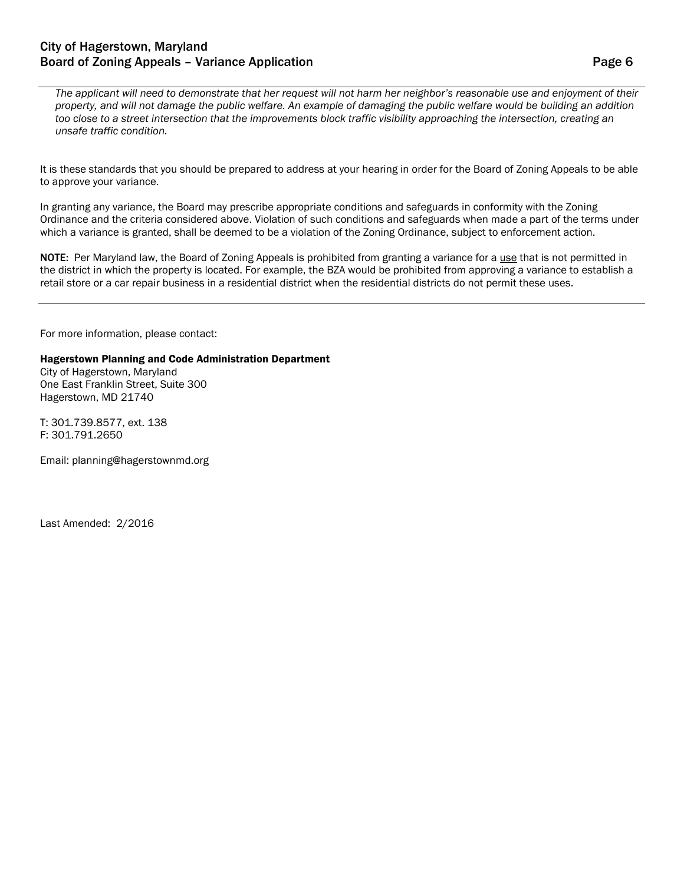*The applicant will need to demonstrate that her request will not harm her neighbor's reasonable use and enjoyment of their property, and will not damage the public welfare. An example of damaging the public welfare would be building an addition too close to a street intersection that the improvements block traffic visibility approaching the intersection, creating an unsafe traffic condition.*

It is these standards that you should be prepared to address at your hearing in order for the Board of Zoning Appeals to be able to approve your variance.

In granting any variance, the Board may prescribe appropriate conditions and safeguards in conformity with the Zoning Ordinance and the criteria considered above. Violation of such conditions and safeguards when made a part of the terms under which a variance is granted, shall be deemed to be a violation of the Zoning Ordinance, subject to enforcement action.

**NOTE:** Per Maryland law, the Board of Zoning Appeals is prohibited from granting a variance for a <u>use</u> that is not permitted in the district in which the property is located. For example, the BZA would be prohibited from approving a variance to establish a retail store or a car repair business in a residential district when the residential districts do not permit these uses.

---

For more information, please contact:

**Hagerstown Planning and Code Administration Department**
City of Hagerstown, Maryland
One East Franklin Street, Suite 300
Hagerstown, MD 21740

T: 301.739.8577, ext. 138
F: 301.791.2650

Email: planning@hagerstownmd.org

Last Amended: 2/2016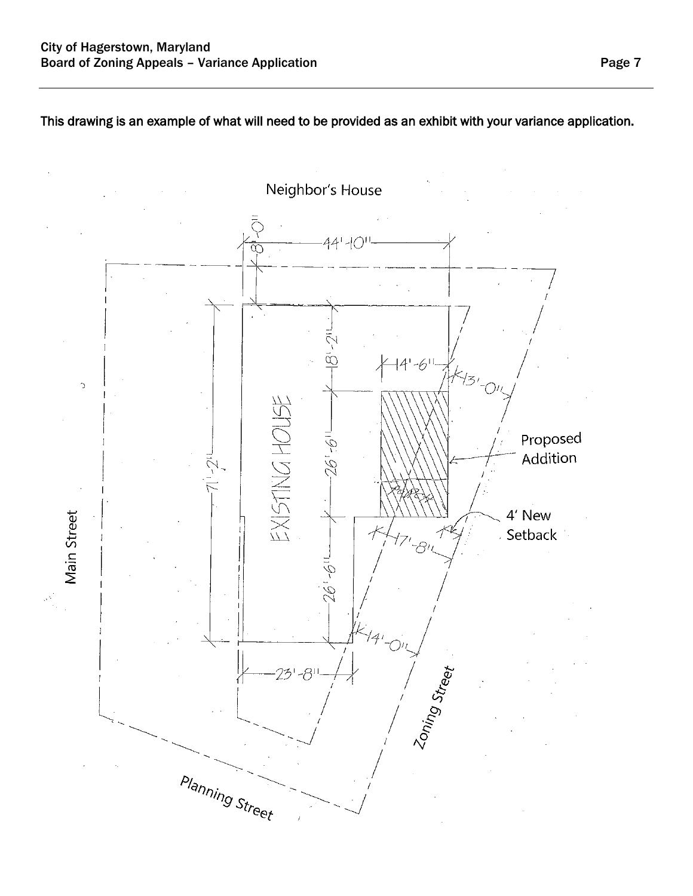This drawing is an example of what will need to be provided as an exhibit with your variance application.

Neighbor's House

8'-0"

44'-10"

18'-2"

14'-6"

13'-0"

71'-2"

EXISTING HOUSE

26'-6"

Proposed Addition

PORCH

4' New Setback

17'-8"

26'-6"

14'-0"

23'-8"

Main Street

Zoning Street

Planning Street